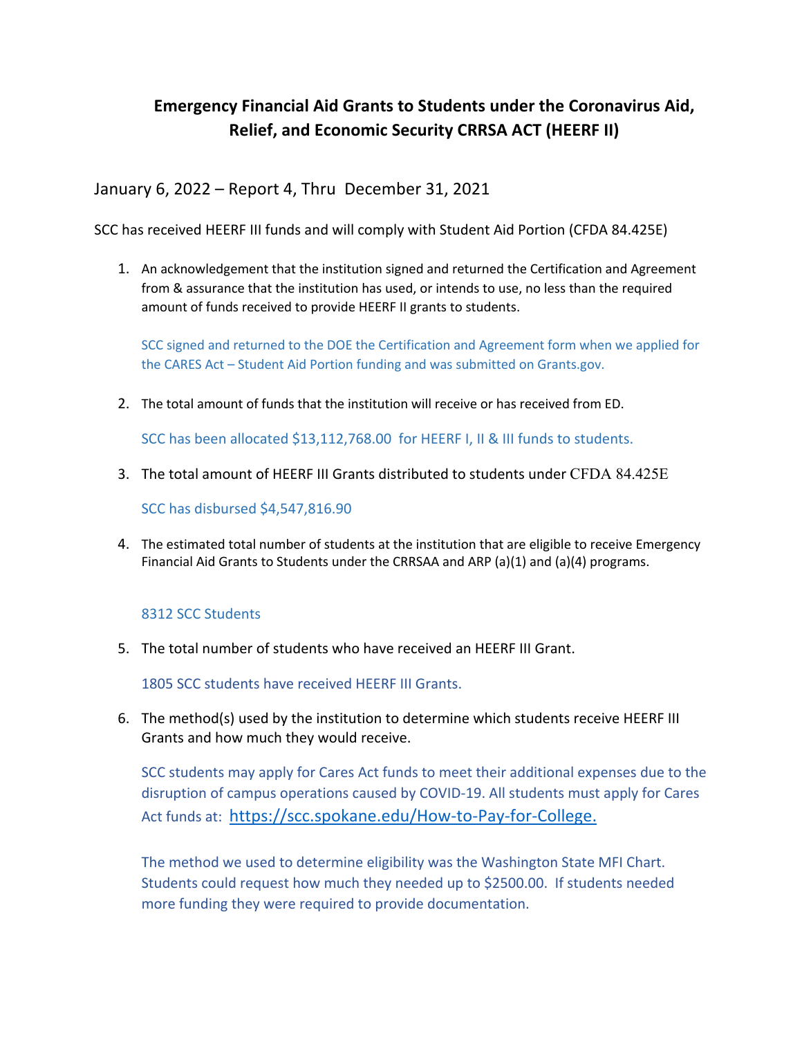# Emergency Financial Aid Grants to Students under the Coronavirus Aid, Relief, and Economic Security CRRSA ACT (HEERF II)

January 6, 2022 – Report 4, Thru December 31, 2021

SCC has received HEERF III funds and will comply with Student Aid Portion (CFDA 84.425E)

1. An acknowledgement that the institution signed and returned the Certification and Agreement from & assurance that the institution has used, or intends to use, no less than the required amount of funds received to provide HEERF II grants to students.

   SCC signed and returned to the DOE the Certification and Agreement form when we applied for the CARES Act – Student Aid Portion funding and was submitted on Grants.gov.

2. The total amount of funds that the institution will receive or has received from ED.

   SCC has been allocated $13,112,768.00 for HEERF I, II & III funds to students.

3. The total amount of HEERF III Grants distributed to students under CFDA 84.425E

   SCC has disbursed $4,547,816.90

4. The estimated total number of students at the institution that are eligible to receive Emergency Financial Aid Grants to Students under the CRRSAA and ARP (a)(1) and (a)(4) programs.

   8312 SCC Students

5. The total number of students who have received an HEERF III Grant.

   1805 SCC students have received HEERF III Grants.

6. The method(s) used by the institution to determine which students receive HEERF III Grants and how much they would receive.

   SCC students may apply for Cares Act funds to meet their additional expenses due to the disruption of campus operations caused by COVID-19. All students must apply for Cares Act funds at: https://scc.spokane.edu/How-to-Pay-for-College.

   The method we used to determine eligibility was the Washington State MFI Chart. Students could request how much they needed up to $2500.00. If students needed more funding they were required to provide documentation.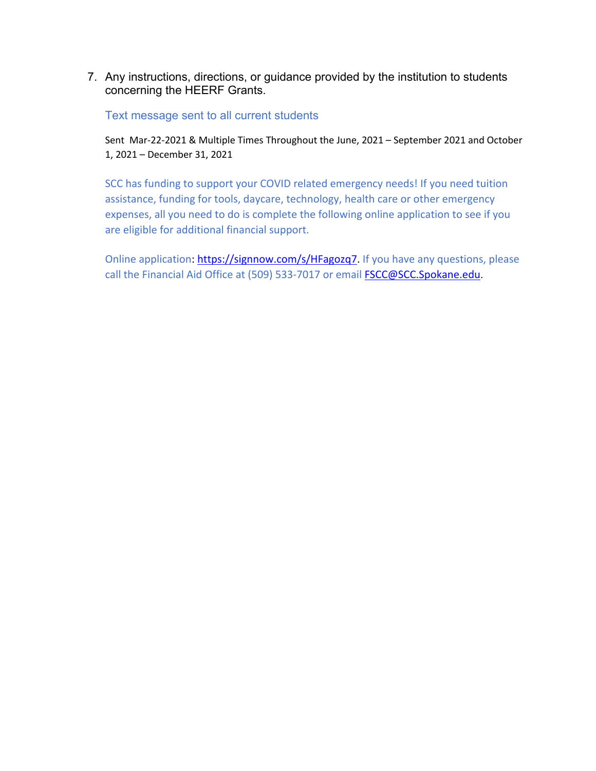7. Any instructions, directions, or guidance provided by the institution to students concerning the HEERF Grants.

   Text message sent to all current students

   Sent Mar-22-2021 & Multiple Times Throughout the June, 2021 – September 2021 and October 1, 2021 – December 31, 2021

   SCC has funding to support your COVID related emergency needs! If you need tuition assistance, funding for tools, daycare, technology, health care or other emergency expenses, all you need to do is complete the following online application to see if you are eligible for additional financial support.

   Online application: https://signnow.com/s/HFagozq7. If you have any questions, please call the Financial Aid Office at (509) 533-7017 or email FSCC@SCC.Spokane.edu.